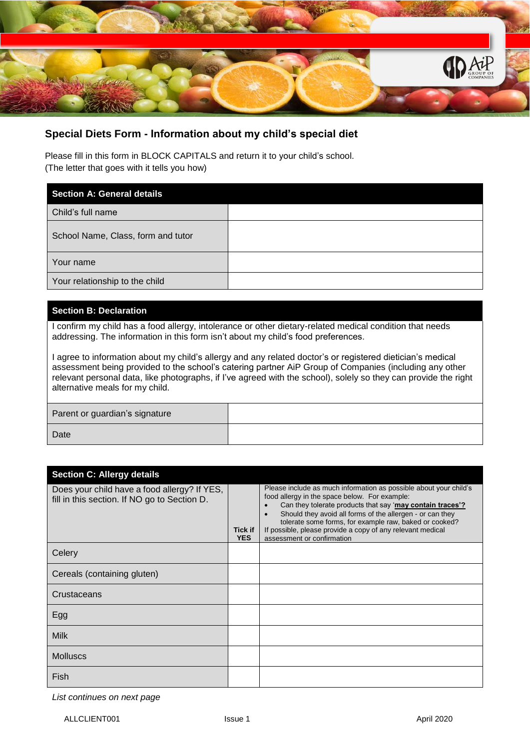## Special Diets Form - Information about my child's special diet

Please fill in this form in BLOCK CAPITALS and return it to your child's school.
(The letter that goes with it tells you how)

| Section A: General details | |
|---|---|
| Child's full name | |
| School Name, Class, form and tutor | |
| Your name | |
| Your relationship to the child | |

| Section B: Declaration | |
|---|---|
| I confirm my child has a food allergy, intolerance or other dietary-related medical condition that needs addressing. The information in this form isn't about my child's food preferences.<br><br>I agree to information about my child's allergy and any related doctor's or registered dietician's medical assessment being provided to the school's catering partner AiP Group of Companies (including any other relevant personal data, like photographs, if I've agreed with the school), solely so they can provide the right alternative meals for my child. | |
| Parent or guardian's signature | |
| Date | |

| Section C: Allergy details | | |
|---|---|---|
| Does your child have a food allergy? If YES, fill in this section. If NO go to Section D. | **Tick if YES** | Please include as much information as possible about your child's food allergy in the space below. For example:<br>• Can they tolerate products that say '**may contain traces'?**<br>• Should they avoid all forms of the allergen - or can they tolerate some forms, for example raw, baked or cooked?<br>If possible, please provide a copy of any relevant medical assessment or confirmation |
| Celery | | |
| Cereals (containing gluten) | | |
| Crustaceans | | |
| Egg | | |
| Milk | | |
| Molluscs | | |
| Fish | | |

*List continues on next page*

ALLCLIENT001 Issue 1 April 2020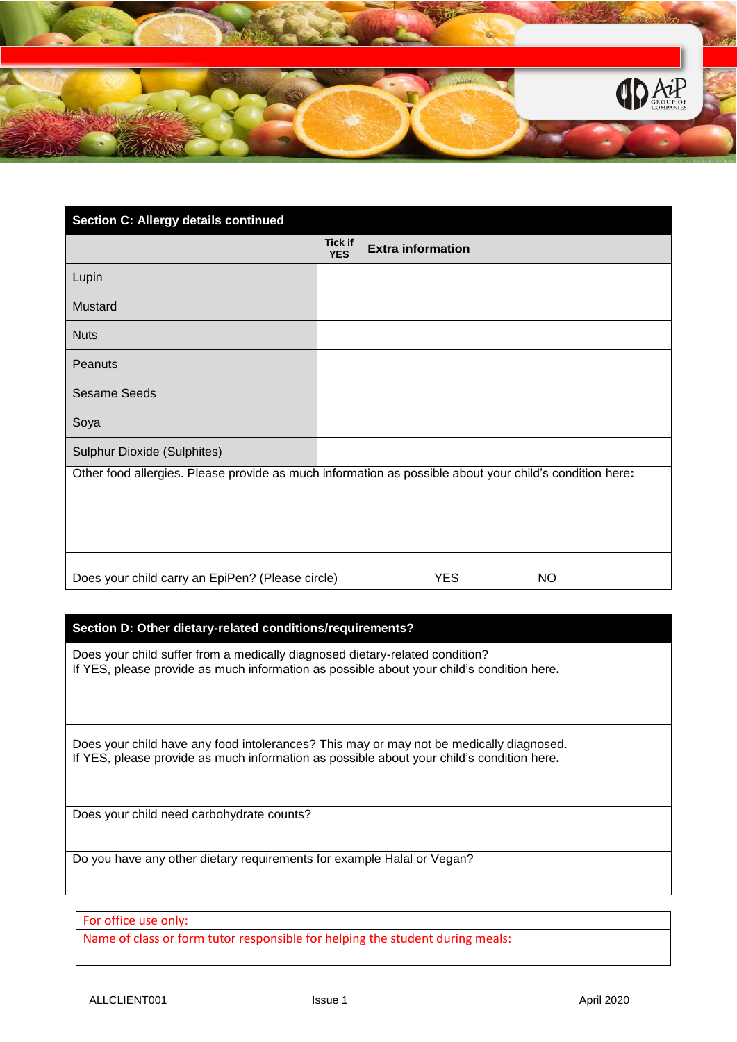| Section C: Allergy details continued | | |
|---|---|---|
| | Tick if YES | Extra information |
| Lupin | | |
| Mustard | | |
| Nuts | | |
| Peanuts | | |
| Sesame Seeds | | |
| Soya | | |
| Sulphur Dioxide (Sulphites) | | |

Other food allergies. Please provide as much information as possible about your child's condition here:

Does your child carry an EpiPen? (Please circle) YES NO

## Section D: Other dietary-related conditions/requirements?

Does your child suffer from a medically diagnosed dietary-related condition?
If YES, please provide as much information as possible about your child's condition here.

Does your child have any food intolerances? This may or may not be medically diagnosed.
If YES, please provide as much information as possible about your child's condition here.

Does your child need carbohydrate counts?

Do you have any other dietary requirements for example Halal or Vegan?

For office use only:
Name of class or form tutor responsible for helping the student during meals:

ALLCLIENT001 Issue 1 April 2020